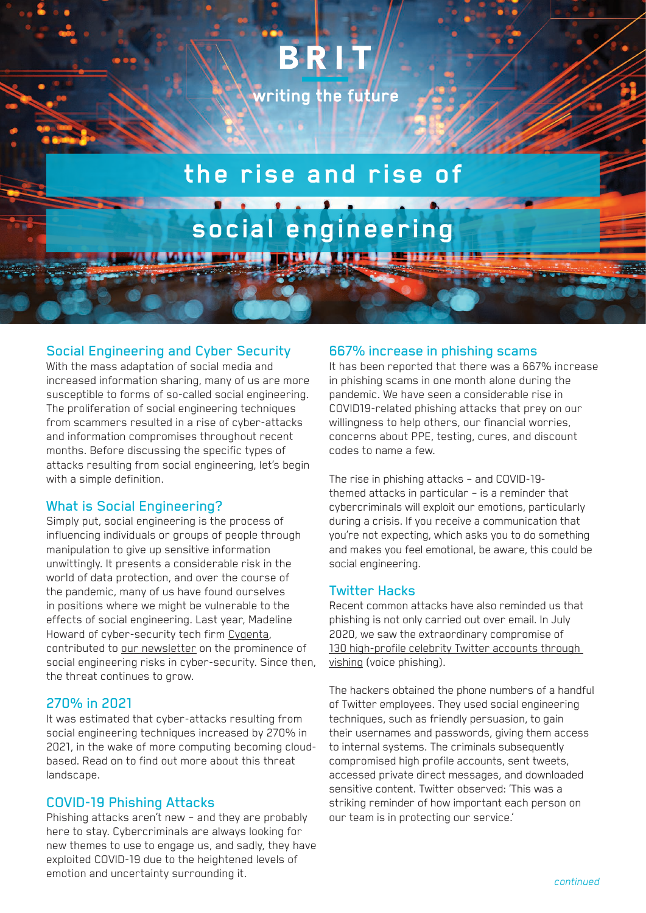BRIT

writing the future

# the rise and rise of social engineering

## Social Engineering and Cyber Security

With the mass adaptation of social media and increased information sharing, many of us are more susceptible to forms of so-called social engineering. The proliferation of social engineering techniques from scammers resulted in a rise of cyber-attacks and information compromises throughout recent months. Before discussing the specific types of attacks resulting from social engineering, let's begin with a simple definition.

## What is Social Engineering?

Simply put, social engineering is the process of influencing individuals or groups of people through manipulation to give up sensitive information unwittingly. It presents a considerable risk in the world of data protection, and over the course of the pandemic, many of us have found ourselves in positions where we might be vulnerable to the effects of social engineering. Last year, Madeline Howard of cyber-security tech firm Cygenta, contributed to our newsletter on the prominence of social engineering risks in cyber-security. Since then, the threat continues to grow.

## 270% in 2021

It was estimated that cyber-attacks resulting from social engineering techniques increased by 270% in 2021, in the wake of more computing becoming cloud-based. Read on to find out more about this threat landscape.

## COVID-19 Phishing Attacks

Phishing attacks aren't new – and they are probably here to stay. Cybercriminals are always looking for new themes to use to engage us, and sadly, they have exploited COVID-19 due to the heightened levels of emotion and uncertainty surrounding it.

## 667% increase in phishing scams

It has been reported that there was a 667% increase in phishing scams in one month alone during the pandemic. We have seen a considerable rise in COVID19-related phishing attacks that prey on our willingness to help others, our financial worries, concerns about PPE, testing, cures, and discount codes to name a few.

The rise in phishing attacks – and COVID-19-themed attacks in particular – is a reminder that cybercriminals will exploit our emotions, particularly during a crisis. If you receive a communication that you're not expecting, which asks you to do something and makes you feel emotional, be aware, this could be social engineering.

## Twitter Hacks

Recent common attacks have also reminded us that phishing is not only carried out over email. In July 2020, we saw the extraordinary compromise of 130 high-profile celebrity Twitter accounts through vishing (voice phishing).

The hackers obtained the phone numbers of a handful of Twitter employees. They used social engineering techniques, such as friendly persuasion, to gain their usernames and passwords, giving them access to internal systems. The criminals subsequently compromised high profile accounts, sent tweets, accessed private direct messages, and downloaded sensitive content. Twitter observed: 'This was a striking reminder of how important each person on our team is in protecting our service.'

*continued*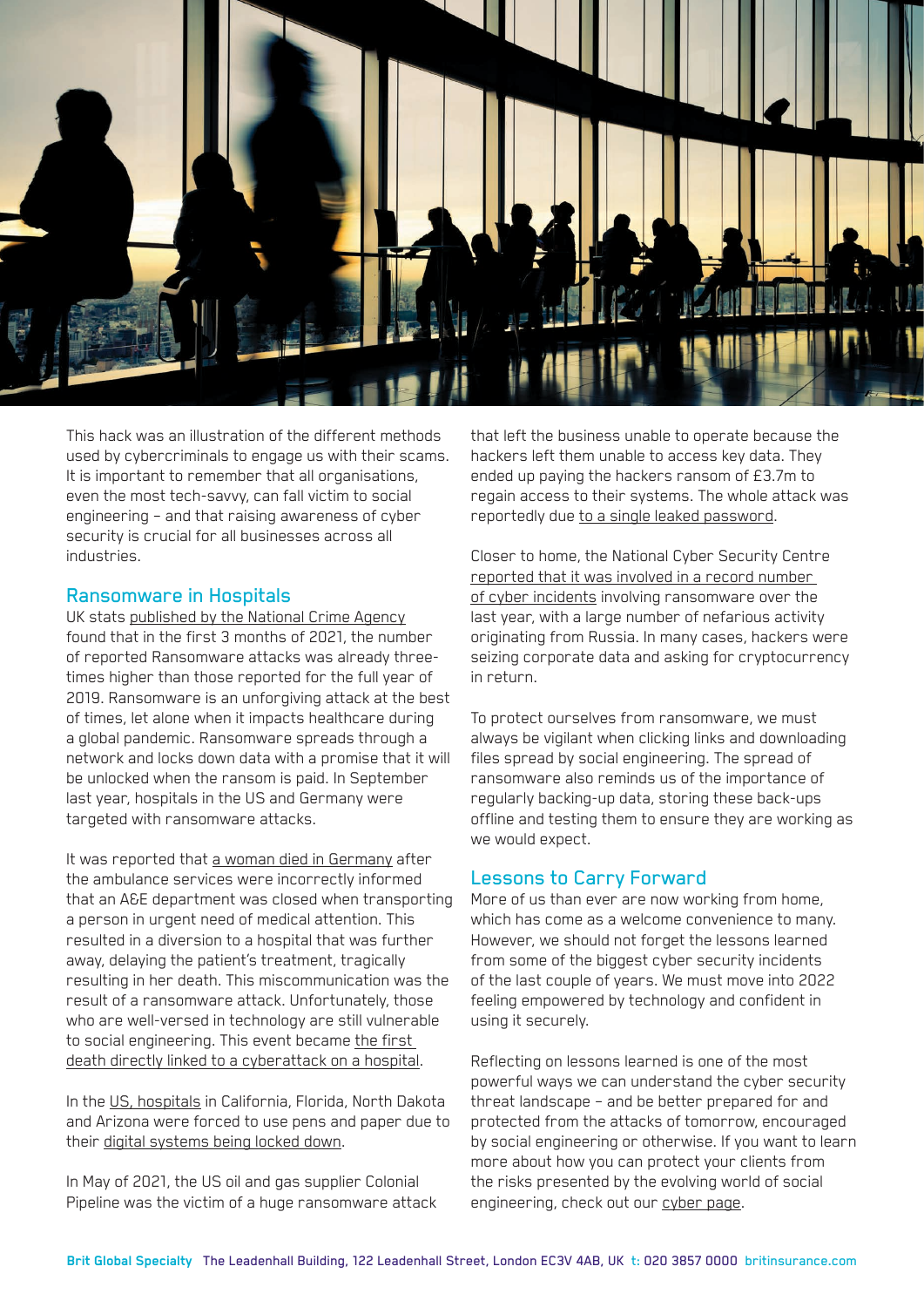This hack was an illustration of the different methods used by cybercriminals to engage us with their scams. It is important to remember that all organisations, even the most tech-savvy, can fall victim to social engineering – and that raising awareness of cyber security is crucial for all businesses across all industries.

## Ransomware in Hospitals

UK stats published by the National Crime Agency found that in the first 3 months of 2021, the number of reported Ransomware attacks was already three-times higher than those reported for the full year of 2019. Ransomware is an unforgiving attack at the best of times, let alone when it impacts healthcare during a global pandemic. Ransomware spreads through a network and locks down data with a promise that it will be unlocked when the ransom is paid. In September last year, hospitals in the US and Germany were targeted with ransomware attacks.

It was reported that a woman died in Germany after the ambulance services were incorrectly informed that an A&E department was closed when transporting a person in urgent need of medical attention. This resulted in a diversion to a hospital that was further away, delaying the patient's treatment, tragically resulting in her death. This miscommunication was the result of a ransomware attack. Unfortunately, those who are well-versed in technology are still vulnerable to social engineering. This event became the first death directly linked to a cyberattack on a hospital.

In the US, hospitals in California, Florida, North Dakota and Arizona were forced to use pens and paper due to their digital systems being locked down.

In May of 2021, the US oil and gas supplier Colonial Pipeline was the victim of a huge ransomware attack that left the business unable to operate because the hackers left them unable to access key data. They ended up paying the hackers ransom of £3.7m to regain access to their systems. The whole attack was reportedly due to a single leaked password.

Closer to home, the National Cyber Security Centre reported that it was involved in a record number of cyber incidents involving ransomware over the last year, with a large number of nefarious activity originating from Russia. In many cases, hackers were seizing corporate data and asking for cryptocurrency in return.

To protect ourselves from ransomware, we must always be vigilant when clicking links and downloading files spread by social engineering. The spread of ransomware also reminds us of the importance of regularly backing-up data, storing these back-ups offline and testing them to ensure they are working as we would expect.

## Lessons to Carry Forward

More of us than ever are now working from home, which has come as a welcome convenience to many. However, we should not forget the lessons learned from some of the biggest cyber security incidents of the last couple of years. We must move into 2022 feeling empowered by technology and confident in using it securely.

Reflecting on lessons learned is one of the most powerful ways we can understand the cyber security threat landscape – and be better prepared for and protected from the attacks of tomorrow, encouraged by social engineering or otherwise. If you want to learn more about how you can protect your clients from the risks presented by the evolving world of social engineering, check out our cyber page.

**Brit Global Specialty** The Leadenhall Building, 122 Leadenhall Street, London EC3V 4AB, UK t: 020 3857 0000 britinsurance.com